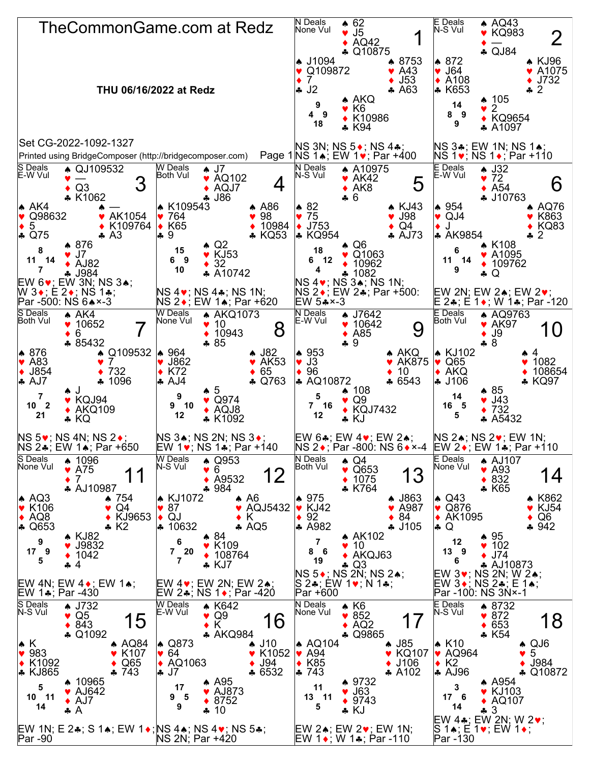# TheCommonGame.com at Redz

**THU 06/16/2022 at Redz**

Set CG-2022-1092-1327

Printed using BridgeComposer (http://bridgecomposer.com)

## Board 1
N Deals, None Vul

North: ♠ 62 ♥ J5 ♦ AQ42 ♣ Q10875
West: ♠ J1094 ♥ Q109872 ♦ 7 ♣ J2
East: ♠ 8753 ♥ A43 ♦ J53 ♣ A63
South: ♠ AKQ ♥ K6 ♦ K10986 ♣ K94

HCP: N 9, W 4, E 9, S 18

NS 3N; NS 5♦; NS 4♣; NS 1♠; EW 1♥; Par +400

## Board 2
E Deals, N-S Vul

North: ♠ AQ43 ♥ KQ983 ♦ — ♣ QJ84
West: ♠ 872 ♥ J64 ♦ A108 ♣ K653
East: ♠ KJ96 ♥ A1075 ♦ J732 ♣ 2
South: ♠ 105 ♥ 2 ♦ KQ9654 ♣ A1097

HCP: N 14, W 8, E 9, S 9

NS 3♣; EW 1N; NS 1♠; NS 1♥; NS 1♦; Par +110

## Board 3
S Deals, E-W Vul

North: ♠ QJ109532 ♥ — ♦ Q3 ♣ K1062
West: ♠ AK4 ♥ Q98632 ♦ 5 ♣ Q75
East: ♠ — ♥ AK1054 ♦ K109764 ♣ A3
South: ♠ 876 ♥ J7 ♦ AJ82 ♣ J984

HCP: N 8, W 11, E 14, S 7

EW 6♥; EW 3N; NS 3♠; W 3♦; E 2♦; NS 1♣; Par -500: NS 6♠×-3

## Board 4
W Deals, Both Vul

North: ♠ J7 ♥ AQ102 ♦ AQJ7 ♣ J86
West: ♠ K109543 ♥ 764 ♦ K65 ♣ 9
East: ♠ A86 ♥ 98 ♦ 10984 ♣ KQ53
South: ♠ Q2 ♥ KJ53 ♦ 32 ♣ A10742

HCP: N 15, W 6, E 9, S 10

NS 4♥; NS 4♣; NS 1N; NS 2♦; EW 1♠; Par +620

## Board 5
N Deals, N-S Vul

North: ♠ A10975 ♥ AK42 ♦ AK8 ♣ 6
West: ♠ 82 ♥ 75 ♦ J753 ♣ KQ954
East: ♠ KJ43 ♥ J98 ♦ Q4 ♣ AJ73
South: ♠ Q6 ♥ Q1063 ♦ 10962 ♣ 1082

HCP: N 18, W 6, E 12, S 4

NS 4♥; NS 3♠; NS 1N; NS 2♦; EW 2♣; Par +500: EW 5♣×-3

## Board 6
E Deals, E-W Vul

North: ♠ J32 ♥ 72 ♦ A54 ♣ J10763
West: ♠ 954 ♥ QJ4 ♦ J ♣ AK9854
East: ♠ AQ76 ♥ K863 ♦ KQ83 ♣ 2
South: ♠ K108 ♥ A1095 ♦ 109762 ♣ Q

HCP: N 6, W 11, E 14, S 9

EW 2N; EW 2♠; EW 2♥; E 2♣; E 1♦; W 1♣; Par -120

## Board 7
S Deals, Both Vul

North: ♠ AK4 ♥ 10652 ♦ 6 ♣ 85432
West: ♠ 876 ♥ A83 ♦ J854 ♣ AJ7
East: ♠ Q109532 ♥ 7 ♦ 732 ♣ 1096
South: ♠ J ♥ KQJ94 ♦ AKQ109 ♣ KQ

HCP: N 7, W 10, E 2, S 21

NS 5♥; NS 4N; NS 2♦; NS 2♣; EW 1♠; Par +650

## Board 8
W Deals, None Vul

North: ♠ AKQ1073 ♥ 10 ♦ 10943 ♣ 85
West: ♠ 964 ♥ J862 ♦ K72 ♣ AJ4
East: ♠ J82 ♥ AK53 ♦ 65 ♣ Q763
South: ♠ 5 ♥ Q974 ♦ AQJ8 ♣ K1092

HCP: N 9, W 9, E 10, S 12

NS 3♠; NS 2N; NS 3♦; EW 1♥; NS 1♣; Par +140

## Board 9
N Deals, E-W Vul

North: ♠ J7642 ♥ 10642 ♦ A85 ♣ 9
West: ♠ 953 ♥ J3 ♦ 96 ♣ AQ10872
East: ♠ AKQ ♥ AK875 ♦ 10 ♣ 6543
South: ♠ 108 ♥ Q9 ♦ KQJ7432 ♣ KJ

HCP: N 5, W 7, E 16, S 12

EW 6♣; EW 4♥; EW 2♠; NS 2♦; Par -800: NS 6♦×-4

## Board 10
E Deals, Both Vul

North: ♠ AQ9763 ♥ AK97 ♦ J9 ♣ 8
West: ♠ KJ102 ♥ Q65 ♦ AKQ ♣ J106
East: ♠ 4 ♥ 1082 ♦ 108654 ♣ KQ97
South: ♠ 85 ♥ J43 ♦ 732 ♣ A5432

HCP: N 14, W 16, E 5, S 5

NS 2♠; NS 2♥; EW 1N; EW 2♦; EW 1♣; Par +110

## Board 11
S Deals, None Vul

North: ♠ 1096 ♥ A75 ♦ 7 ♣ AJ10987
West: ♠ AQ3 ♥ K106 ♦ AQ8 ♣ Q653
East: ♠ 754 ♥ Q4 ♦ KJ9653 ♣ K2
South: ♠ KJ82 ♥ J9832 ♦ 1042 ♣ 4

HCP: N 9, W 17, E 9, S 5

EW 4N; EW 4♦; EW 1♠; EW 1♣; Par -430

## Board 12
W Deals, N-S Vul

North: ♠ Q953 ♥ 6 ♦ A9532 ♣ 984
West: ♠ KJ1072 ♥ 87 ♦ QJ ♣ 10632
East: ♠ A6 ♥ AQJ5432 ♦ K ♣ AQ5
South: ♠ 84 ♥ K109 ♦ 108764 ♣ KJ7

HCP: N 6, W 7, E 20, S 7

EW 4♥; EW 2N; EW 2♠; EW 2♣; NS 1♦; Par -420

## Board 13
N Deals, Both Vul

North: ♠ Q4 ♥ Q653 ♦ 1075 ♣ K764
West: ♠ 975 ♥ KJ42 ♦ 92 ♣ A982
East: ♠ J863 ♥ A987 ♦ 84 ♣ J105
South: ♠ AK102 ♥ 10 ♦ AKQJ63 ♣ Q3

HCP: N 7, W 8, E 6, S 19

NS 5♦; NS 2N; NS 2♠; S 2♣; EW 1♥; N 1♣; Par +600

## Board 14
E Deals, None Vul

North: ♠ AJ107 ♥ A93 ♦ 832 ♣ K65
West: ♠ Q43 ♥ Q876 ♦ AK1095 ♣ Q
East: ♠ K862 ♥ KJ54 ♦ Q6 ♣ 942
South: ♠ 95 ♥ 102 ♦ J74 ♣ AJ10873

HCP: N 12, W 13, E 9, S 6

EW 3♥; NS 2N; W 2♠; EW 3♦; NS 2♣; E 1♠; Par -100: NS 3N×-1

## Board 15
S Deals, N-S Vul

North: ♠ J732 ♥ Q5 ♦ 843 ♣ Q1092
West: ♠ K ♥ 983 ♦ K1092 ♣ KJ865
East: ♠ AQ84 ♥ K107 ♦ Q65 ♣ 743
South: ♠ 10965 ♥ AJ642 ♦ AJ7 ♣ A

HCP: N 5, W 10, E 11, S 14

EW 1N; E 2♣; S 1♠; EW 1♦; Par -90

## Board 16
W Deals, E-W Vul

North: ♠ K642 ♥ Q9 ♦ K ♣ AKQ984
West: ♠ Q873 ♥ 64 ♦ AQ1063 ♣ J7
East: ♠ J10 ♥ K1052 ♦ J94 ♣ 6532
South: ♠ A95 ♥ AJ873 ♦ 8752 ♣ 10

HCP: N 17, W 9, E 5, S 9

NS 4♠; NS 4♥; NS 5♣; NS 2N; Par +420

## Board 17
N Deals, None Vul

North: ♠ K6 ♥ 852 ♦ AQ2 ♣ Q9865
West: ♠ AQ104 ♥ A94 ♦ K85 ♣ 743
East: ♠ J85 ♥ KQ107 ♦ J106 ♣ A102
South: ♠ 9732 ♥ J63 ♦ 9743 ♣ KJ

HCP: N 11, W 13, E 11, S 5

EW 2♠; EW 2♥; EW 1N; EW 1♦; W 1♣; Par -110

## Board 18
E Deals, N-S Vul

North: ♠ 8732 ♥ 872 ♦ 653 ♣ K54
West: ♠ K10 ♥ AQ964 ♦ K2 ♣ AJ96
East: ♠ QJ6 ♥ 5 ♦ J984 ♣ Q10872
South: ♠ A954 ♥ KJ103 ♦ AQ107 ♣ 3

HCP: N 3, W 17, E 6, S 14

EW 4♣; EW 2N; W 2♥; S 1♠; E 1♥; EW 1♦; Par -130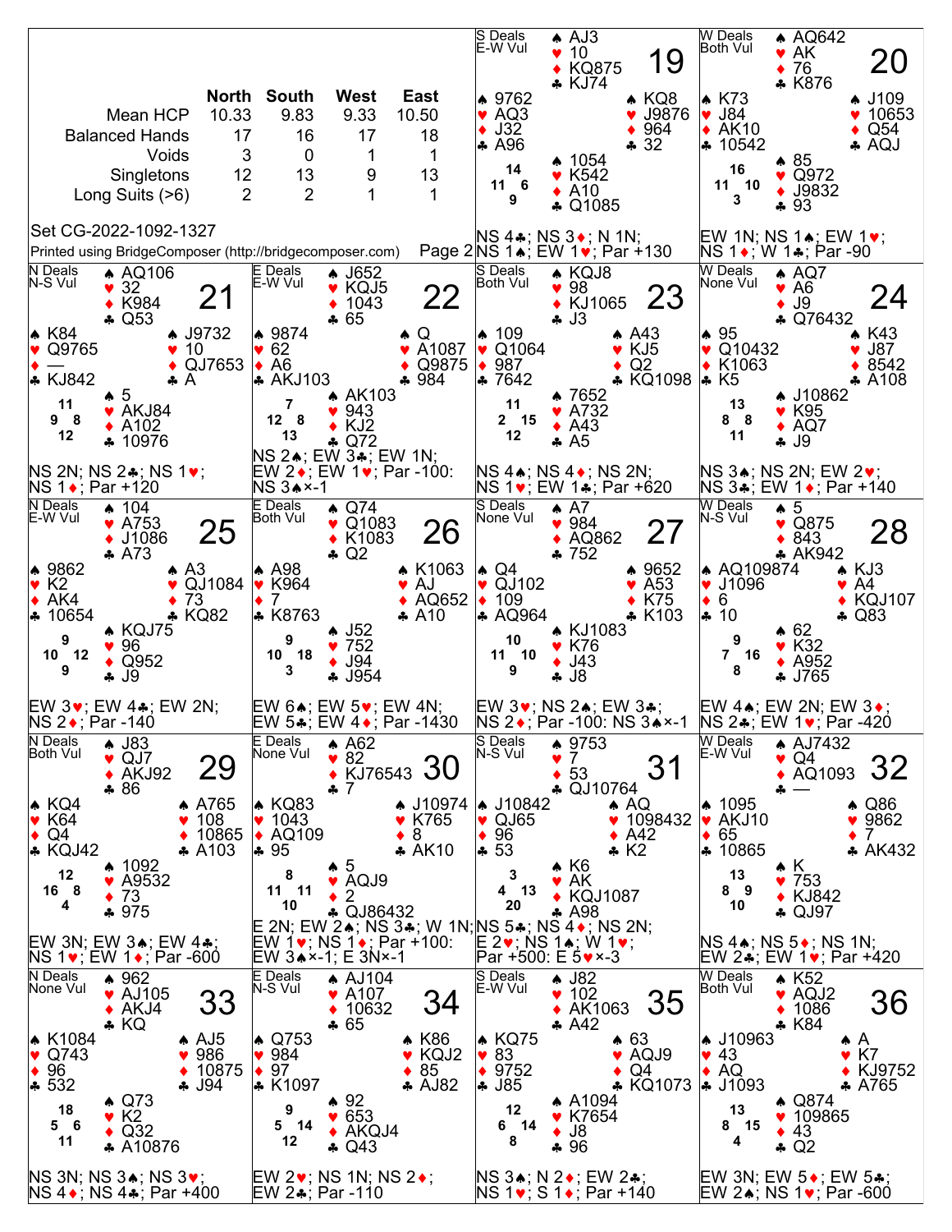| | North | South | West | East |
|---|---|---|---|---|
| Mean HCP | 10.33 | 9.83 | 9.33 | 10.50 |
| Balanced Hands | 17 | 16 | 17 | 18 |
| Voids | 3 | 0 | 1 | 1 |
| Singletons | 12 | 13 | 9 | 13 |
| Long Suits (>6) | 2 | 2 | 1 | 1 |

Set CG-2022-1092-1327

Printed using BridgeComposer (http://bridgecomposer.com)

## Board 19
S Deals, E-W Vul

North: ♠ AJ3 ♥ 10 ♦ KQ875 ♣ KJ74

West: ♠ 9762 ♥ AQ3 ♦ J32 ♣ A96

East: ♠ KQ8 ♥ J9876 ♦ 964 ♣ 32

South: ♠ 1054 ♥ K542 ♦ A10 ♣ Q1085

HCP: N 14, W 11, E 6, S 9

NS 4♣; NS 3♦; N 1N; NS 1♠; EW 1♥; Par +130

## Board 20
W Deals, Both Vul

North: ♠ AQ642 ♥ AK ♦ 76 ♣ K876

West: ♠ K73 ♥ J84 ♦ AK10 ♣ 10542

East: ♠ J109 ♥ 10653 ♦ Q54 ♣ AQJ

South: ♠ 85 ♥ Q972 ♦ J9832 ♣ 93

HCP: N 16, W 11, E 10, S 3

EW 1N; NS 1♠; EW 1♥; NS 1♦; W 1♣; Par -90

## Board 21
N Deals, N-S Vul

North: ♠ AQ106 ♥ 32 ♦ K984 ♣ Q53

West: ♠ K84 ♥ Q9765 ♦ — ♣ KJ842

East: ♠ J9732 ♥ 10 ♦ QJ7653 ♣ A

South: ♠ 5 ♥ AKJ84 ♦ A102 ♣ 10976

HCP: N 11, W 9, E 8, S 12

NS 2N; NS 2♣; NS 1♥; NS 1♦; Par +120

## Board 22
E Deals, E-W Vul

North: ♠ J652 ♥ KQJ5 ♦ 1043 ♣ 65

West: ♠ 9874 ♥ 62 ♦ A6 ♣ AKJ103

East: ♠ Q ♥ A1087 ♦ Q9875 ♣ 984

South: ♠ AK103 ♥ 943 ♦ KJ2 ♣ Q72

HCP: N 7, W 12, E 8, S 13

NS 2♠; EW 3♣; EW 1N; EW 2♦; EW 1♥; Par -100: NS 3♠×-1

## Board 23
S Deals, Both Vul

North: ♠ KQJ8 ♥ 98 ♦ KJ1065 ♣ J3

West: ♠ 109 ♥ Q1064 ♦ 987 ♣ 7642

East: ♠ A43 ♥ KJ5 ♦ Q2 ♣ KQ1098

South: ♠ 7652 ♥ A732 ♦ A43 ♣ A5

HCP: N 11, W 2, E 15, S 12

NS 4♠; NS 4♦; NS 2N; NS 1♥; EW 1♣; Par +620

## Board 24
W Deals, None Vul

North: ♠ AQ7 ♥ A6 ♦ J9 ♣ Q76432

West: ♠ 95 ♥ Q10432 ♦ K1063 ♣ K5

East: ♠ K43 ♥ J87 ♦ 8542 ♣ A108

South: ♠ J10862 ♥ K95 ♦ AQ7 ♣ J9

HCP: N 13, W 8, E 8, S 11

NS 3♠; NS 2N; EW 2♥; NS 3♣; EW 1♦; Par +140

## Board 25
N Deals, E-W Vul

North: ♠ 104 ♥ A753 ♦ J1086 ♣ A73

West: ♠ 9862 ♥ K2 ♦ AK4 ♣ 10654

East: ♠ A3 ♥ QJ1084 ♦ 73 ♣ KQ82

South: ♠ KQJ75 ♥ 96 ♦ Q952 ♣ J9

HCP: N 9, W 10, E 12, S 9

EW 3♥; EW 4♣; EW 2N; NS 2♦; Par -140

## Board 26
E Deals, Both Vul

North: ♠ Q74 ♥ Q1083 ♦ K1083 ♣ Q2

West: ♠ A98 ♥ K964 ♦ 7 ♣ K8763

East: ♠ K1063 ♥ AJ ♦ AQ652 ♣ A10

South: ♠ J52 ♥ 752 ♦ J94 ♣ J954

HCP: N 9, W 10, E 18, S 3

EW 6♠; EW 5♥; EW 4N; EW 5♣; EW 4♦; Par -1430

## Board 27
S Deals, None Vul

North: ♠ A7 ♥ 984 ♦ AQ862 ♣ 752

West: ♠ Q4 ♥ QJ102 ♦ 109 ♣ AQ964

East: ♠ 9652 ♥ A53 ♦ K75 ♣ K103

South: ♠ KJ1083 ♥ K76 ♦ J43 ♣ J8

HCP: N 10, W 11, E 10, S 9

EW 3♥; NS 2♠; EW 3♣; NS 2♦; Par -100: NS 3♠×-1

## Board 28
W Deals, N-S Vul

North: ♠ 5 ♥ Q875 ♦ 843 ♣ AK942

West: ♠ AQ109874 ♥ J1096 ♦ 6 ♣ 10

East: ♠ KJ3 ♥ A4 ♦ KQJ107 ♣ Q83

South: ♠ 62 ♥ K32 ♦ A952 ♣ J765

HCP: N 9, W 7, E 16, S 8

EW 4♠; EW 2N; EW 3♦; NS 2♣; EW 1♥; Par -420

## Board 29
N Deals, Both Vul

North: ♠ J83 ♥ QJ7 ♦ AKJ92 ♣ 86

West: ♠ KQ4 ♥ K64 ♦ Q4 ♣ KQJ42

East: ♠ A765 ♥ 108 ♦ 10865 ♣ A103

South: ♠ 1092 ♥ A9532 ♦ 73 ♣ 975

HCP: N 12, W 16, E 8, S 4

EW 3N; EW 3♠; EW 4♣; NS 1♥; EW 1♦; Par -600

## Board 30
E Deals, None Vul

North: ♠ A62 ♥ 82 ♦ KJ76543 ♣ 7

West: ♠ KQ83 ♥ 1043 ♦ AQ109 ♣ 95

East: ♠ J10974 ♥ K765 ♦ 8 ♣ AK10

South: ♠ 5 ♥ AQJ9 ♦ 2 ♣ QJ86432

HCP: N 8, W 11, E 11, S 10

E 2N; EW 2♠; NS 3♣; W 1N; EW 1♥; NS 1♦; Par +100: EW 3♠×-1; E 3N×-1

## Board 31
S Deals, N-S Vul

North: ♠ 9753 ♥ 7 ♦ 53 ♣ QJ10764

West: ♠ J10842 ♥ QJ65 ♦ 96 ♣ 53

East: ♠ AQ ♥ 1098432 ♦ A42 ♣ K2

South: ♠ K6 ♥ AK ♦ KQJ1087 ♣ A98

HCP: N 3, W 4, E 13, S 20

NS 5♣; NS 4♦; NS 2N; E 2♥; NS 1♠; W 1♥; Par +500: E 5♥×-3

## Board 32
W Deals, E-W Vul

North: ♠ AJ7432 ♥ Q4 ♦ AQ1093 ♣ —

West: ♠ 1095 ♥ AKJ10 ♦ 65 ♣ 10865

East: ♠ Q86 ♥ 9862 ♦ 7 ♣ AK432

South: ♠ K ♥ 753 ♦ KJ842 ♣ QJ97

HCP: N 13, W 8, E 9, S 10

NS 4♠; NS 5♦; NS 1N; EW 2♣; EW 1♥; Par +420

## Board 33
N Deals, None Vul

North: ♠ 962 ♥ AJ105 ♦ AKJ4 ♣ KQ

West: ♠ K1084 ♥ Q743 ♦ 96 ♣ 532

East: ♠ AJ5 ♥ 986 ♦ 10875 ♣ J94

South: ♠ Q73 ♥ K2 ♦ Q32 ♣ A10876

HCP: N 18, W 5, E 6, S 11

NS 3N; NS 3♠; NS 3♥; NS 4♦; NS 4♣; Par +400

## Board 34
E Deals, N-S Vul

North: ♠ AJ104 ♥ A107 ♦ 10632 ♣ 65

West: ♠ Q753 ♥ 984 ♦ 97 ♣ K1097

East: ♠ K86 ♥ KQJ2 ♦ 85 ♣ AJ82

South: ♠ 92 ♥ 653 ♦ AKQJ4 ♣ Q43

HCP: N 9, W 5, E 14, S 12

EW 2♥; NS 1N; NS 2♦; EW 2♣; Par -110

## Board 35
S Deals, E-W Vul

North: ♠ J82 ♥ 102 ♦ AK1063 ♣ A42

West: ♠ KQ75 ♥ 83 ♦ 9752 ♣ J85

East: ♠ 63 ♥ AQJ9 ♦ Q4 ♣ KQ1073

South: ♠ A1094 ♥ K7654 ♦ J8 ♣ 96

HCP: N 12, W 6, E 14, S 8

NS 3♠; N 2♦; EW 2♣; NS 1♥; S 1♦; Par +140

## Board 36
W Deals, Both Vul

North: ♠ K52 ♥ AQJ2 ♦ 1086 ♣ K84

West: ♠ J10963 ♥ 43 ♦ AQ ♣ J1093

East: ♠ A ♥ K7 ♦ KJ9752 ♣ A765

South: ♠ Q874 ♥ 109865 ♦ 43 ♣ Q2

HCP: N 13, W 8, E 15, S 4

EW 3N; EW 5♦; EW 5♣; EW 2♠; NS 1♥; Par -600